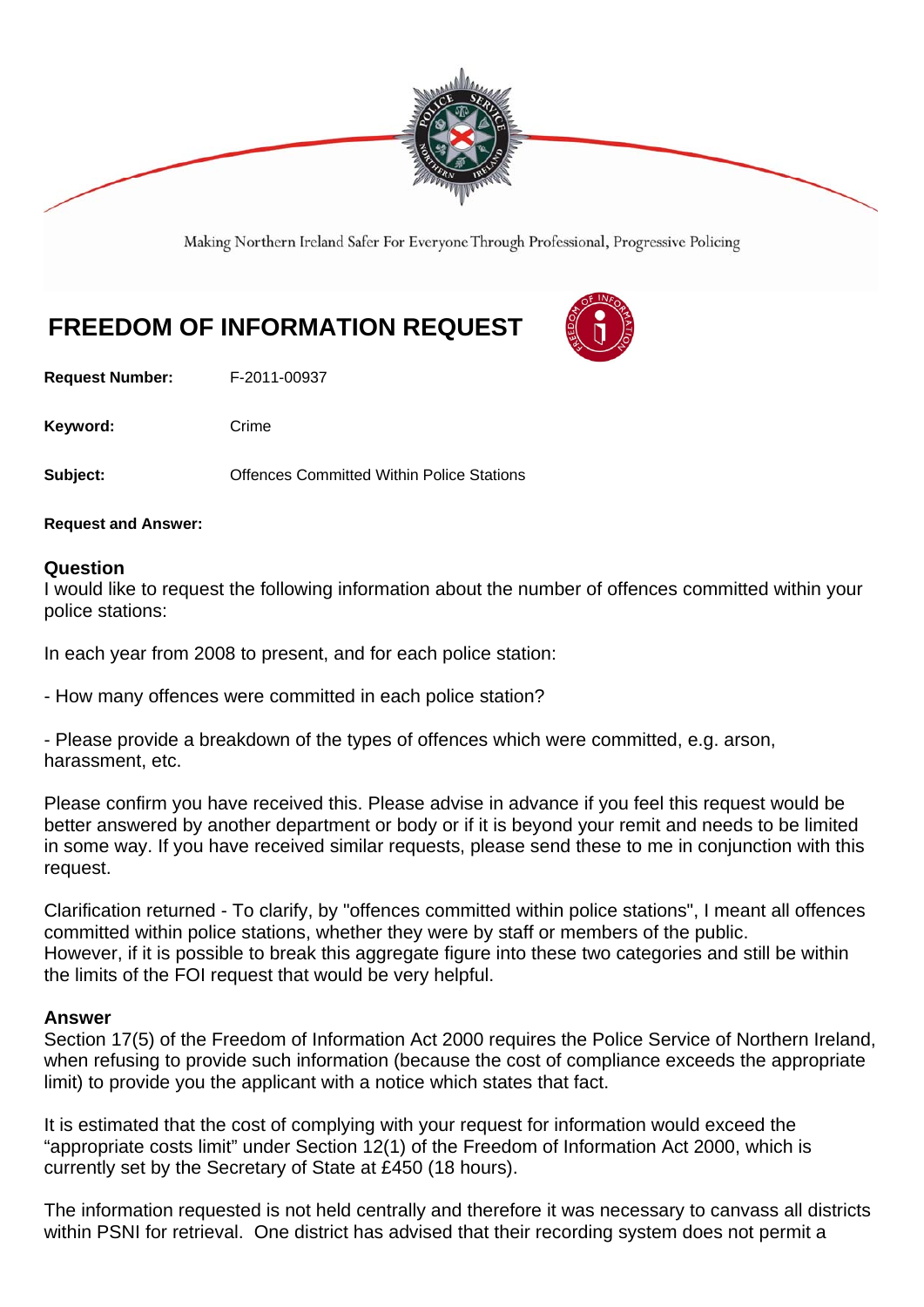Making Northern Ireland Safer For Everyone Through Professional, Progressive Policing

# FREEDOM OF INFORMATION REQUEST

**Request Number:** F-2011-00937

**Keyword:** Crime

**Subject:** Offences Committed Within Police Stations

**Request and Answer:**

## Question

I would like to request the following information about the number of offences committed within your police stations:

In each year from 2008 to present, and for each police station:

- How many offences were committed in each police station?

- Please provide a breakdown of the types of offences which were committed, e.g. arson, harassment, etc.

Please confirm you have received this. Please advise in advance if you feel this request would be better answered by another department or body or if it is beyond your remit and needs to be limited in some way. If you have received similar requests, please send these to me in conjunction with this request.

Clarification returned - To clarify, by "offences committed within police stations", I meant all offences committed within police stations, whether they were by staff or members of the public. However, if it is possible to break this aggregate figure into these two categories and still be within the limits of the FOI request that would be very helpful.

## Answer

Section 17(5) of the Freedom of Information Act 2000 requires the Police Service of Northern Ireland, when refusing to provide such information (because the cost of compliance exceeds the appropriate limit) to provide you the applicant with a notice which states that fact.

It is estimated that the cost of complying with your request for information would exceed the "appropriate costs limit" under Section 12(1) of the Freedom of Information Act 2000, which is currently set by the Secretary of State at £450 (18 hours).

The information requested is not held centrally and therefore it was necessary to canvass all districts within PSNI for retrieval. One district has advised that their recording system does not permit a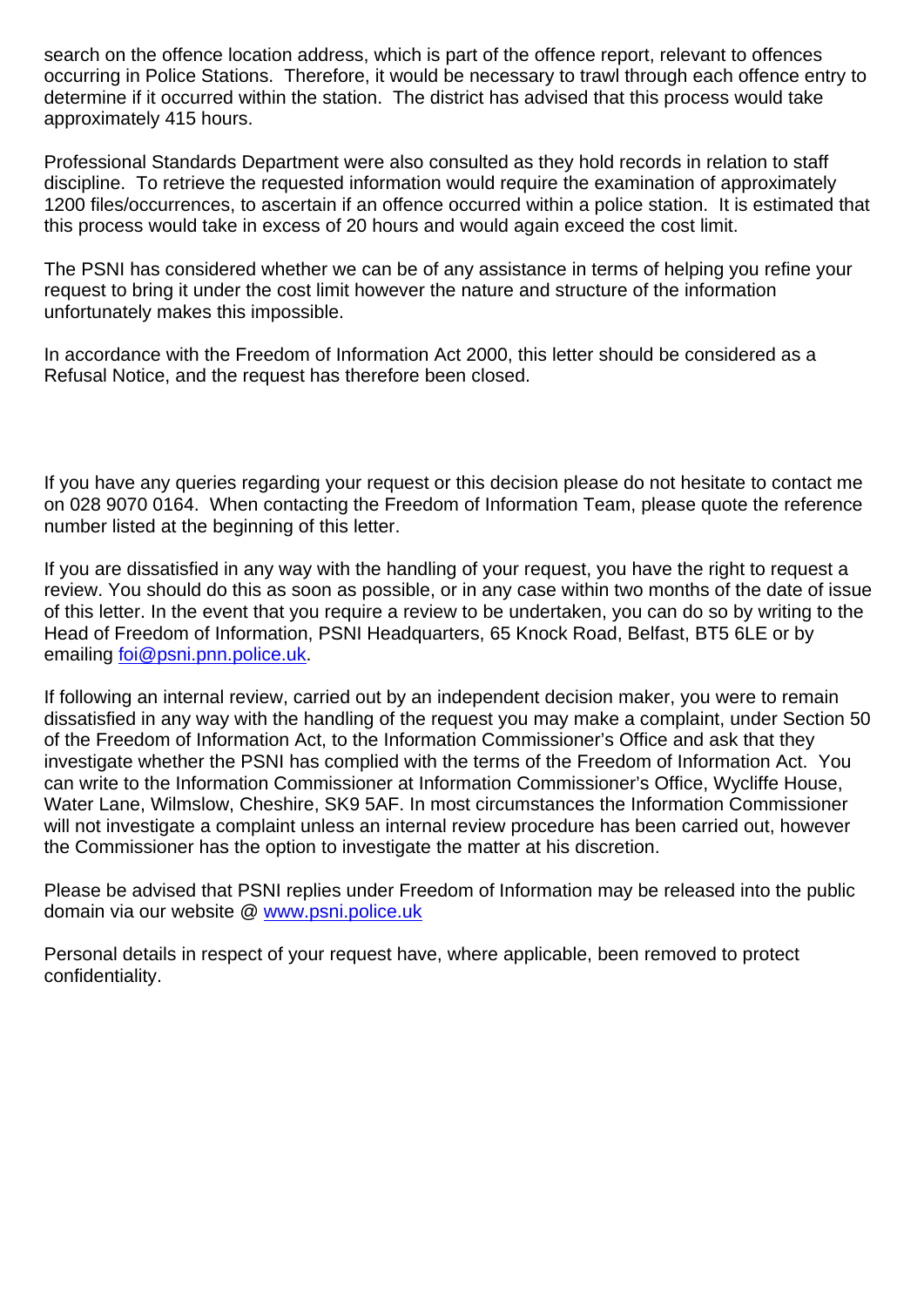search on the offence location address, which is part of the offence report, relevant to offences occurring in Police Stations. Therefore, it would be necessary to trawl through each offence entry to determine if it occurred within the station. The district has advised that this process would take approximately 415 hours.

Professional Standards Department were also consulted as they hold records in relation to staff discipline. To retrieve the requested information would require the examination of approximately 1200 files/occurrences, to ascertain if an offence occurred within a police station. It is estimated that this process would take in excess of 20 hours and would again exceed the cost limit.

The PSNI has considered whether we can be of any assistance in terms of helping you refine your request to bring it under the cost limit however the nature and structure of the information unfortunately makes this impossible.

In accordance with the Freedom of Information Act 2000, this letter should be considered as a Refusal Notice, and the request has therefore been closed.

If you have any queries regarding your request or this decision please do not hesitate to contact me on 028 9070 0164. When contacting the Freedom of Information Team, please quote the reference number listed at the beginning of this letter.

If you are dissatisfied in any way with the handling of your request, you have the right to request a review. You should do this as soon as possible, or in any case within two months of the date of issue of this letter. In the event that you require a review to be undertaken, you can do so by writing to the Head of Freedom of Information, PSNI Headquarters, 65 Knock Road, Belfast, BT5 6LE or by emailing [foi@psni.pnn.police.uk](mailto:foi@psni.pnn.police.uk).

If following an internal review, carried out by an independent decision maker, you were to remain dissatisfied in any way with the handling of the request you may make a complaint, under Section 50 of the Freedom of Information Act, to the Information Commissioner's Office and ask that they investigate whether the PSNI has complied with the terms of the Freedom of Information Act. You can write to the Information Commissioner at Information Commissioner's Office, Wycliffe House, Water Lane, Wilmslow, Cheshire, SK9 5AF. In most circumstances the Information Commissioner will not investigate a complaint unless an internal review procedure has been carried out, however the Commissioner has the option to investigate the matter at his discretion.

Please be advised that PSNI replies under Freedom of Information may be released into the public domain via our website @ [www.psni.police.uk](http://www.psni.police.uk)

Personal details in respect of your request have, where applicable, been removed to protect confidentiality.